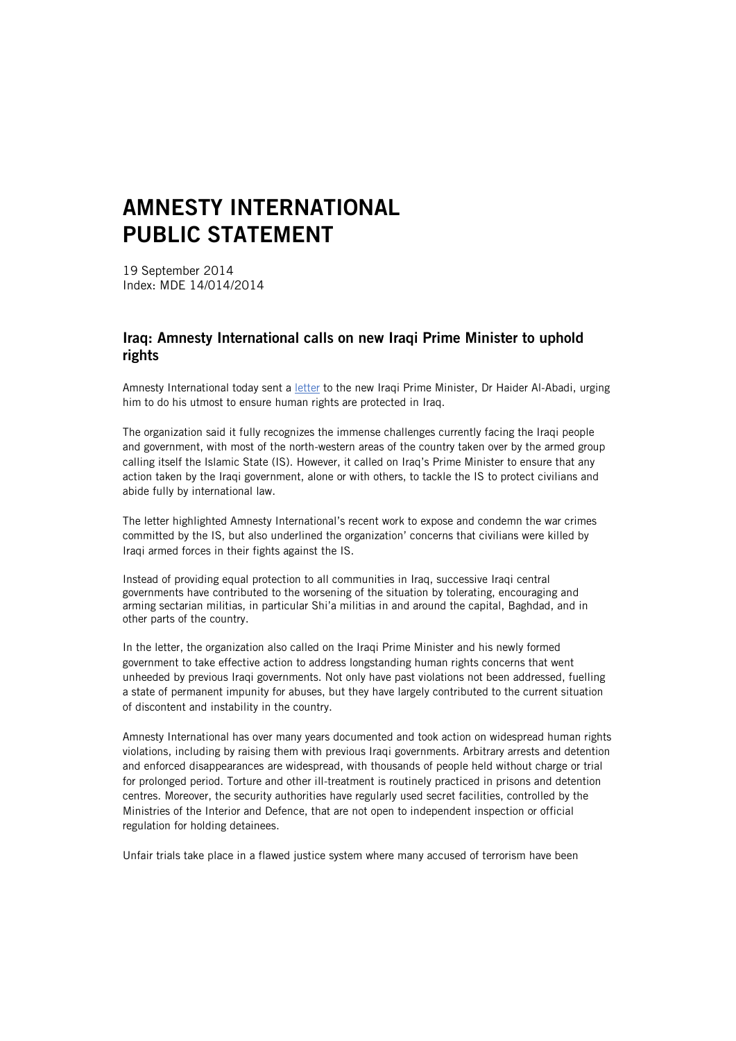# AMNESTY INTERNATIONAL PUBLIC STATEMENT

19 September 2014
Index: MDE 14/014/2014

## Iraq: Amnesty International calls on new Iraqi Prime Minister to uphold rights

Amnesty International today sent a letter to the new Iraqi Prime Minister, Dr Haider Al-Abadi, urging him to do his utmost to ensure human rights are protected in Iraq.

The organization said it fully recognizes the immense challenges currently facing the Iraqi people and government, with most of the north-western areas of the country taken over by the armed group calling itself the Islamic State (IS). However, it called on Iraq's Prime Minister to ensure that any action taken by the Iraqi government, alone or with others, to tackle the IS to protect civilians and abide fully by international law.

The letter highlighted Amnesty International's recent work to expose and condemn the war crimes committed by the IS, but also underlined the organization' concerns that civilians were killed by Iraqi armed forces in their fights against the IS.

Instead of providing equal protection to all communities in Iraq, successive Iraqi central governments have contributed to the worsening of the situation by tolerating, encouraging and arming sectarian militias, in particular Shi'a militias in and around the capital, Baghdad, and in other parts of the country.

In the letter, the organization also called on the Iraqi Prime Minister and his newly formed government to take effective action to address longstanding human rights concerns that went unheeded by previous Iraqi governments. Not only have past violations not been addressed, fuelling a state of permanent impunity for abuses, but they have largely contributed to the current situation of discontent and instability in the country.

Amnesty International has over many years documented and took action on widespread human rights violations, including by raising them with previous Iraqi governments. Arbitrary arrests and detention and enforced disappearances are widespread, with thousands of people held without charge or trial for prolonged period. Torture and other ill-treatment is routinely practiced in prisons and detention centres. Moreover, the security authorities have regularly used secret facilities, controlled by the Ministries of the Interior and Defence, that are not open to independent inspection or official regulation for holding detainees.

Unfair trials take place in a flawed justice system where many accused of terrorism have been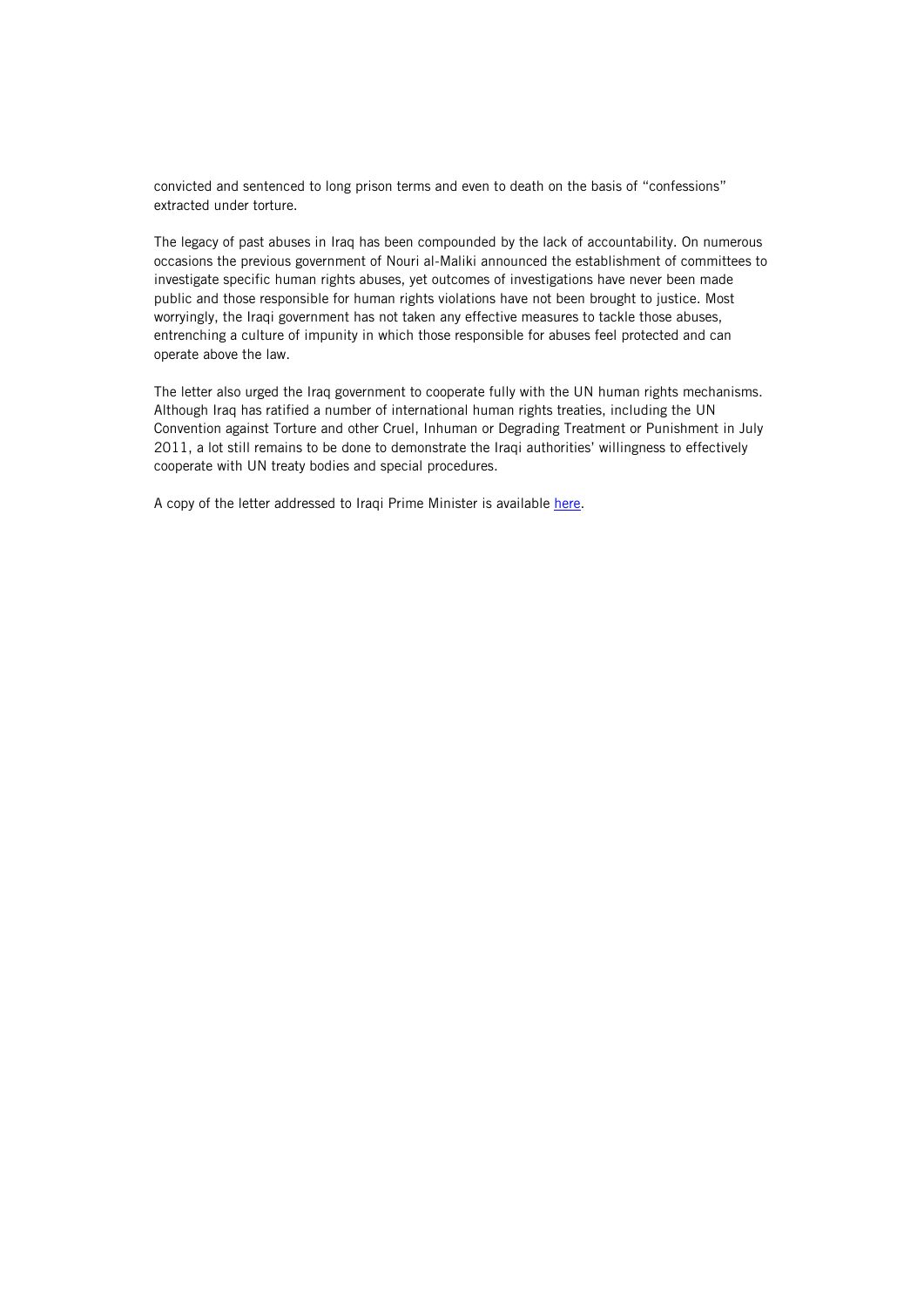convicted and sentenced to long prison terms and even to death on the basis of "confessions" extracted under torture.

The legacy of past abuses in Iraq has been compounded by the lack of accountability. On numerous occasions the previous government of Nouri al-Maliki announced the establishment of committees to investigate specific human rights abuses, yet outcomes of investigations have never been made public and those responsible for human rights violations have not been brought to justice. Most worryingly, the Iraqi government has not taken any effective measures to tackle those abuses, entrenching a culture of impunity in which those responsible for abuses feel protected and can operate above the law.

The letter also urged the Iraq government to cooperate fully with the UN human rights mechanisms. Although Iraq has ratified a number of international human rights treaties, including the UN Convention against Torture and other Cruel, Inhuman or Degrading Treatment or Punishment in July 2011, a lot still remains to be done to demonstrate the Iraqi authorities' willingness to effectively cooperate with UN treaty bodies and special procedures.

A copy of the letter addressed to Iraqi Prime Minister is available here.